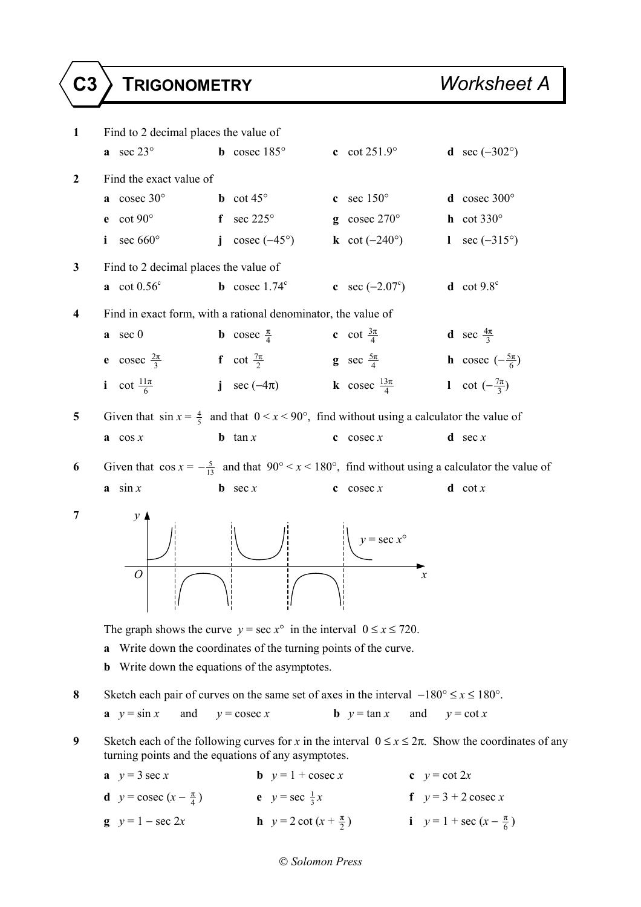# C3 TRIGONOMETRY — Worksheet A

**1** Find to 2 decimal places the value of

**a** $\sec 23°$ **b** $\text{cosec } 185°$ **c** $\cot 251.9°$ **d** $\sec(-302°)$

**2** Find the exact value of

**a** $\text{cosec } 30°$ **b** $\cot 45°$ **c** $\sec 150°$ **d** $\text{cosec } 300°$

**e** $\cot 90°$ **f** $\sec 225°$ **g** $\text{cosec } 270°$ **h** $\cot 330°$

**i** $\sec 660°$ **j** $\text{cosec } (-45°)$ **k** $\cot(-240°)$ **l** $\sec(-315°)$

**3** Find to 2 decimal places the value of

**a** $\cot 0.56^c$ **b** $\text{cosec } 1.74^c$ **c** $\sec(-2.07^c)$ **d** $\cot 9.8^c$

**4** Find in exact form, with a rational denominator, the value of

**a** $\sec 0$ **b** $\text{cosec } \frac{\pi}{4}$ **c** $\cot \frac{3\pi}{4}$ **d** $\sec \frac{4\pi}{3}$

**e** $\text{cosec } \frac{2\pi}{3}$ **f** $\cot \frac{7\pi}{2}$ **g** $\sec \frac{5\pi}{4}$ **h** $\text{cosec } (-\frac{5\pi}{6})$

**i** $\cot \frac{11\pi}{6}$ **j** $\sec(-4\pi)$ **k** $\text{cosec } \frac{13\pi}{4}$ **l** $\cot(-\frac{7\pi}{3})$

**5** Given that $\sin x = \frac{4}{5}$ and that $0 < x < 90°$, find without using a calculator the value of

**a** $\cos x$ **b** $\tan x$ **c** $\text{cosec } x$ **d** $\sec x$

**6** Given that $\cos x = -\frac{5}{13}$ and that $90° < x < 180°$, find without using a calculator the value of

**a** $\sin x$ **b** $\sec x$ **c** $\text{cosec } x$ **d** $\cot x$

**7**

The graph shows the curve $y = \sec x°$ in the interval $0 \le x \le 720$.

**a** Write down the coordinates of the turning points of the curve.

**b** Write down the equations of the asymptotes.

**8** Sketch each pair of curves on the same set of axes in the interval $-180° \le x \le 180°$.

**a** $y = \sin x$ and $y = \text{cosec } x$ **b** $y = \tan x$ and $y = \cot x$

**9** Sketch each of the following curves for $x$ in the interval $0 \le x \le 2\pi$. Show the coordinates of any turning points and the equations of any asymptotes.

**a** $y = 3 \sec x$ **b** $y = 1 + \text{cosec } x$ **c** $y = \cot 2x$

**d** $y = \text{cosec } (x - \frac{\pi}{4})$ **e** $y = \sec \frac{1}{3}x$ **f** $y = 3 + 2 \text{ cosec } x$

**g** $y = 1 - \sec 2x$ **h** $y = 2 \cot (x + \frac{\pi}{2})$ **i** $y = 1 + \sec (x - \frac{\pi}{6})$

© Solomon Press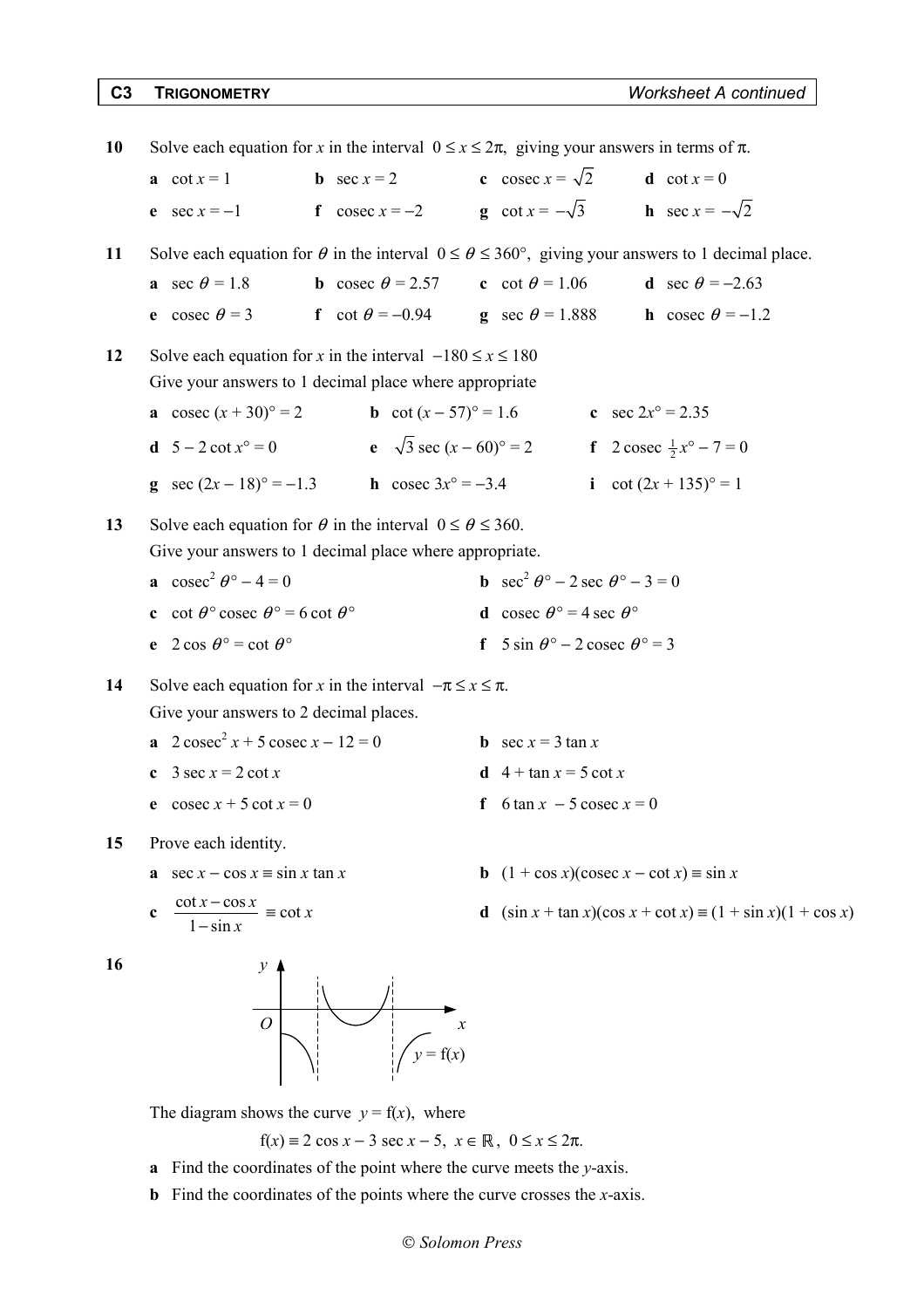**10** Solve each equation for $x$ in the interval $0 \leq x \leq 2\pi$, giving your answers in terms of $\pi$.

**a** $\cot x = 1$ **b** $\sec x = 2$ **c** $\operatorname{cosec} x = \sqrt{2}$ **d** $\cot x = 0$

**e** $\sec x = -1$ **f** $\operatorname{cosec} x = -2$ **g** $\cot x = -\sqrt{3}$ **h** $\sec x = -\sqrt{2}$

**11** Solve each equation for $\theta$ in the interval $0 \leq \theta \leq 360°$, giving your answers to 1 decimal place.

**a** $\sec \theta = 1.8$ **b** $\operatorname{cosec} \theta = 2.57$ **c** $\cot \theta = 1.06$ **d** $\sec \theta = -2.63$

**e** $\operatorname{cosec} \theta = 3$ **f** $\cot \theta = -0.94$ **g** $\sec \theta = 1.888$ **h** $\operatorname{cosec} \theta = -1.2$

**12** Solve each equation for $x$ in the interval $-180 \leq x \leq 180$

Give your answers to 1 decimal place where appropriate

**a** $\operatorname{cosec} (x + 30)° = 2$ **b** $\cot (x - 57)° = 1.6$ **c** $\sec 2x° = 2.35$

**d** $5 - 2 \cot x° = 0$ **e** $\sqrt{3} \sec (x - 60)° = 2$ **f** $2 \operatorname{cosec} \frac{1}{2}x° - 7 = 0$

**g** $\sec (2x - 18)° = -1.3$ **h** $\operatorname{cosec} 3x° = -3.4$ **i** $\cot (2x + 135)° = 1$

**13** Solve each equation for $\theta$ in the interval $0 \leq \theta \leq 360$.

Give your answers to 1 decimal place where appropriate.

**a** $\operatorname{cosec}^2 \theta° - 4 = 0$ **b** $\sec^2 \theta° - 2 \sec \theta° - 3 = 0$

**c** $\cot \theta° \operatorname{cosec} \theta° = 6 \cot \theta°$ **d** $\operatorname{cosec} \theta° = 4 \sec \theta°$

**e** $2 \cos \theta° = \cot \theta°$ **f** $5 \sin \theta° - 2 \operatorname{cosec} \theta° = 3$

**14** Solve each equation for $x$ in the interval $-\pi \leq x \leq \pi$.

Give your answers to 2 decimal places.

**a** $2 \operatorname{cosec}^2 x + 5 \operatorname{cosec} x - 12 = 0$ **b** $\sec x = 3 \tan x$

**c** $3 \sec x = 2 \cot x$ **d** $4 + \tan x = 5 \cot x$

**e** $\operatorname{cosec} x + 5 \cot x = 0$ **f** $6 \tan x - 5 \operatorname{cosec} x = 0$

**15** Prove each identity.

**a** $\sec x - \cos x \equiv \sin x \tan x$ **b** $(1 + \cos x)(\operatorname{cosec} x - \cot x) \equiv \sin x$

**c** $\dfrac{\cot x - \cos x}{1 - \sin x} \equiv \cot x$ **d** $(\sin x + \tan x)(\cos x + \cot x) \equiv (1 + \sin x)(1 + \cos x)$

**16**

y

O

x

$y = \mathrm{f}(x)$

The diagram shows the curve $y = \mathrm{f}(x)$, where

$$\mathrm{f}(x) \equiv 2 \cos x - 3 \sec x - 5, \; x \in \mathbb{R}, \; 0 \leq x \leq 2\pi.$$

**a** Find the coordinates of the point where the curve meets the $y$-axis.

**b** Find the coordinates of the points where the curve crosses the $x$-axis.